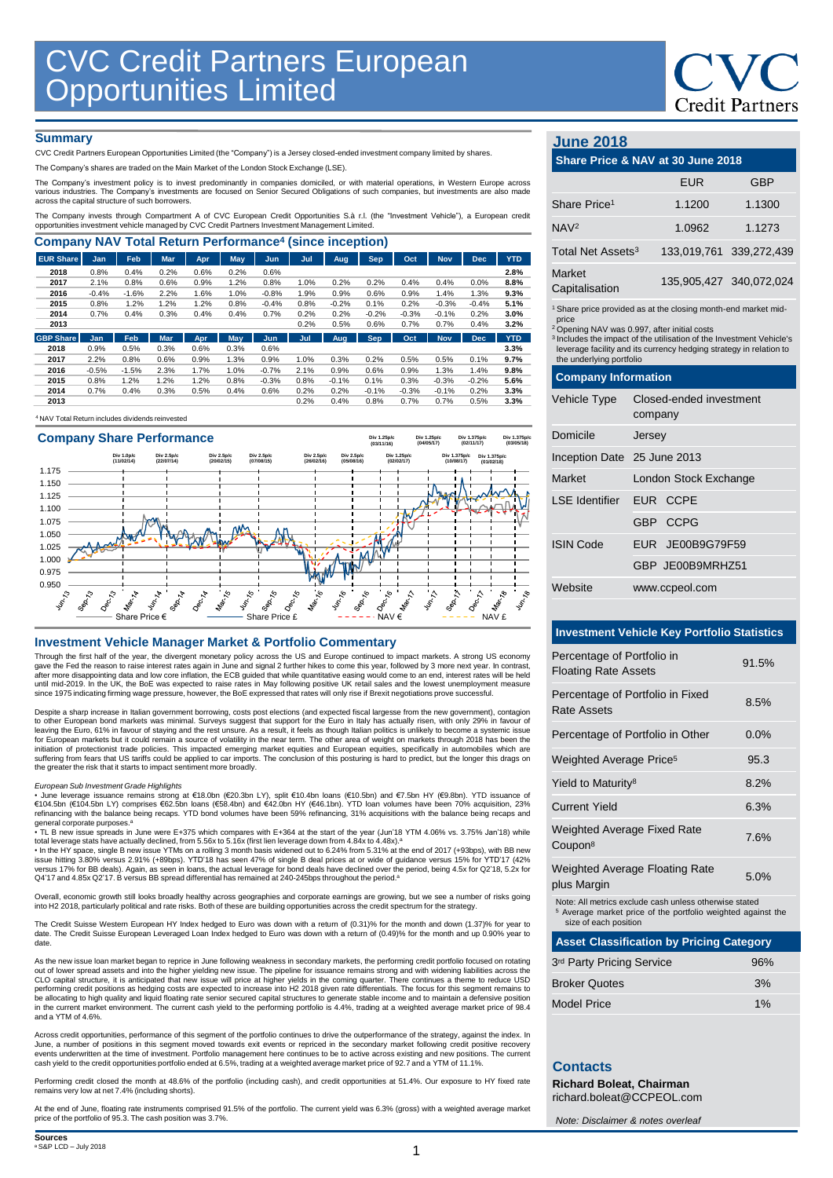# CVC Credit Partners European Opportunities Limited

## Summary

CVC Credit Partners European Opportunities Limited (the "Company") is a Jersey closed-ended investment company limited by shares.

The Company's shares are traded on the Main Market of the London Stock Exchange (LSE).

The Company's investment policy is to invest predominantly in companies domiciled, or with material operations, in Western Europe across various industries. The Company's investments are focused on Senior Secured Obligations of such companies, but investments are also made across the capital structure of such borrowers.

The Company invests through Compartment A of CVC European Credit Opportunities S.à r.l. (the "Investment Vehicle"), a European credit opportunities investment vehicle managed by CVC Credit Partners Investment Management Limited.

## Company NAV Total Return Performance[4] (since inception)

| EUR Share | Jan | Feb | Mar | Apr | May | Jun | Jul | Aug | Sep | Oct | Nov | Dec | YTD |
|---|---|---|---|---|---|---|---|---|---|---|---|---|---|
| 2018 | 0.8% | 0.4% | 0.2% | 0.6% | 0.2% | 0.6% | | | | | | | 2.8% |
| 2017 | 2.1% | 0.8% | 0.6% | 0.9% | 1.2% | 0.8% | 1.0% | 0.2% | 0.2% | 0.4% | 0.4% | 0.0% | 8.8% |
| 2016 | -0.4% | -1.6% | 2.2% | 1.6% | 1.0% | -0.8% | 1.9% | 0.9% | 0.6% | 0.9% | 1.4% | 1.3% | 9.3% |
| 2015 | 0.8% | 1.2% | 1.2% | 1.2% | 0.8% | -0.4% | 0.8% | -0.2% | 0.1% | 0.2% | -0.3% | -0.4% | 5.1% |
| 2014 | 0.7% | 0.4% | 0.3% | 0.4% | 0.4% | 0.7% | 0.2% | 0.2% | -0.2% | -0.3% | -0.1% | 0.2% | 3.0% |
| 2013 | | | | | | | 0.2% | 0.5% | 0.6% | 0.7% | 0.7% | 0.4% | 3.2% |

| GBP Share | Jan | Feb | Mar | Apr | May | Jun | Jul | Aug | Sep | Oct | Nov | Dec | YTD |
|---|---|---|---|---|---|---|---|---|---|---|---|---|---|
| 2018 | 0.9% | 0.5% | 0.3% | 0.6% | 0.3% | 0.6% | | | | | | | 3.3% |
| 2017 | 2.2% | 0.8% | 0.6% | 0.9% | 1.3% | 0.9% | 1.0% | 0.3% | 0.2% | 0.5% | 0.5% | 0.1% | 9.7% |
| 2016 | -0.5% | -1.5% | 2.3% | 1.7% | 1.0% | -0.7% | 2.1% | 0.9% | 0.6% | 0.9% | 1.3% | 1.4% | 9.8% |
| 2015 | 0.8% | 1.2% | 1.2% | 1.2% | 0.8% | -0.3% | 0.8% | -0.1% | 0.1% | 0.3% | -0.3% | -0.2% | 5.6% |
| 2014 | 0.7% | 0.4% | 0.3% | 0.5% | 0.4% | 0.6% | 0.2% | 0.2% | -0.1% | -0.3% | -0.1% | 0.2% | 3.3% |
| 2013 | | | | | | | 0.2% | 0.4% | 0.8% | 0.7% | 0.7% | 0.5% | 3.3% |

[4] NAV Total Return includes dividends reinvested

## Company Share Performance

Chart dividend markers: Div 1.0p/c (11/02/14); Div 2.5p/c (22/07/14); Div 2.5p/c (20/02/15); Div 2.5p/c (07/08/15); Div 2.5p/c (26/02/16); Div 2.5p/c (05/08/16); Div 1.25p/c (03/11/16); Div 1.25p/c (02/02/17); Div 1.25p/c (04/05/17); Div 1.375p/c (10/08/17); Div 1.375p/c (02/11/17); Div 1.375p/c (01/02/18); Div 1.375p/c (03/05/18)

Legend: Share Price €, Share Price £, NAV €, NAV £

## Investment Vehicle Manager Market & Portfolio Commentary

Through the first half of the year, the divergent monetary policy across the US and Europe continued to impact markets. A strong US economy gave the Fed the reason to raise interest rates again in June and signal 2 further hikes to come this year, followed by 3 more next year. In contrast, after more disappointing data and low core inflation, the ECB guided that while quantitative easing would come to an end, interest rates will be held until mid-2019. In the UK, the BoE was expected to raise rates in May following positive UK retail sales and the lowest unemployment measure since 1975 indicating firming wage pressure, however, the BoE expressed that rates will only rise if Brexit negotiations prove successful.

Despite a sharp increase in Italian government borrowing, costs post elections (and expected fiscal largesse from the new government), contagion to other European bond markets was minimal. Surveys suggest that support for the Euro in Italy has actually risen, with only 29% in favour of leaving the Euro, 61% in favour of staying and the rest unsure. As a result, it feels as though Italian politics is unlikely to become a systemic issue for European markets but it could remain a source of volatility in the near term. The other area of weight on markets through 2018 has been the initiation of protectionist trade policies. This impacted emerging market equities and European equities, specifically in automobiles which are suffering from fears that US tariffs could be applied to car imports. The conclusion of this posturing is hard to predict, but the longer this drags on the greater the risk that it starts to impact sentiment more broadly.

*European Sub Investment Grade Highlights*

• June leverage issuance remains strong at €18.0bn (€20.3bn LY), split €10.4bn loans (€10.5bn) and €7.5bn HY (€9.8bn). YTD issuance of €104.5bn (€104.5bn LY) comprises €62.5bn loans (€58.4bn) and €42.0bn HY (€46.1bn). YTD loan volumes have been 70% acquisition, 23% refinancing with the balance being recaps. YTD bond volumes have been 59% refinancing, 31% acquisitions with the balance being recaps and general corporate purposes.[a]

• TL B new issue spreads in June were E+375 which compares with E+364 at the start of the year (Jun'18 YTM 4.06% vs. 3.75% Jan'18) while total leverage stats have actually declined, from 5.56x to 5.16x (first lien leverage down from 4.84x to 4.48x).[a]

• In the HY space, single B new issue YTMs on a rolling 3 month basis widened out to 6.24% from 5.31% at the end of 2017 (+93bps), with BB new issue hitting 3.80% versus 2.91% (+89bps). YTD'18 has seen 47% of single B deal prices at or wide of guidance versus 15% for YTD'17 (42% versus 17% for BB deals). Again, as seen in loans, the actual leverage for bond deals have declined over the period, being 4.5x for Q2'18, 5.2x for Q4'17 and 4.85x Q2'17. B versus BB spread differential has remained at 240-245bps throughout the period.[a]

Overall, economic growth still looks broadly healthy across geographies and corporate earnings are growing, but we see a number of risks going into H2 2018, particularly political and rate risks. Both of these are building opportunities across the credit spectrum for the strategy.

The Credit Suisse Western European HY Index hedged to Euro was down with a return of (0.31)% for the month and down (1.37)% for year to date. The Credit Suisse European Leveraged Loan Index hedged to Euro was down with a return of (0.49)% for the month and up 0.90% year to date.

As the new issue loan market began to reprice in June following weakness in secondary markets, the performing credit portfolio focused on rotating out of lower spread assets and into the higher yielding new issue. The pipeline for issuance remains strong and with widening liabilities across the CLO capital structure, it is anticipated that new issue will price at higher yields in the coming quarter. There continues a theme to reduce USD performing credit positions as hedging costs are expected to increase into H2 2018 given rate differentials. The focus for this segment remains to be allocating to high quality and liquid floating rate senior secured capital structures to generate stable income and to maintain a defensive position in the current market environment. The current cash yield to the performing portfolio is 4.4%, trading at a weighted average market price of 98.4 and a YTM of 4.6%.

Across credit opportunities, performance of this segment of the portfolio continues to drive the outperformance of the strategy, against the index. In June, a number of positions in this segment moved towards exit events or repriced in the secondary market following credit positive recovery events underwritten at the time of investment. Portfolio management here continues to be active across existing and new positions. The current cash yield to the credit opportunities portfolio ended at 6.5%, trading at a weighted average market price of 92.7 and a YTM of 11.1%.

Performing credit closed the month at 48.6% of the portfolio (including cash), and credit opportunities at 51.4%. Our exposure to HY fixed rate remains very low at net 7.4% (including shorts).

At the end of June, floating rate instruments comprised 91.5% of the portfolio. The current yield was 6.3% (gross) with a weighted average market price of the portfolio of 95.3. The cash position was 3.7%.

**Sources**

[a] S&P LCD – July 2018

## June 2018

### Share Price & NAV at 30 June 2018

| | EUR | GBP |
|---|---|---|
| Share Price[1] | 1.1200 | 1.1300 |
| NAV[2] | 1.0962 | 1.1273 |
| Total Net Assets[3] | 133,019,761 | 339,272,439 |
| Market Capitalisation | 135,905,427 | 340,072,024 |

[1] Share price provided as at the closing month-end market mid-price

[2] Opening NAV was 0.997, after initial costs

[3] Includes the impact of the utilisation of the Investment Vehicle's leverage facility and its currency hedging strategy in relation to the underlying portfolio

### Company Information

| | |
|---|---|
| Vehicle Type | Closed-ended investment company |
| Domicile | Jersey |
| Inception Date | 25 June 2013 |
| Market | London Stock Exchange |
| LSE Identifier | EUR CCPE |
| | GBP CCPG |
| ISIN Code | EUR JE00B9G79F59 |
| | GBP JE00B9MRHZ51 |
| Website | www.ccpeol.com |

### Investment Vehicle Key Portfolio Statistics

| | |
|---|---|
| Percentage of Portfolio in Floating Rate Assets | 91.5% |
| Percentage of Portfolio in Fixed Rate Assets | 8.5% |
| Percentage of Portfolio in Other | 0.0% |
| Weighted Average Price[5] | 95.3 |
| Yield to Maturity[8] | 8.2% |
| Current Yield | 6.3% |
| Weighted Average Fixed Rate Coupon[8] | 7.6% |
| Weighted Average Floating Rate plus Margin | 5.0% |

Note: All metrics exclude cash unless otherwise stated

[5] Average market price of the portfolio weighted against the size of each position

### Asset Classification by Pricing Category

| | |
|---|---|
| 3rd Party Pricing Service | 96% |
| Broker Quotes | 3% |
| Model Price | 1% |

## Contacts

**Richard Boleat, Chairman**
richard.boleat@CCPEOL.com

*Note: Disclaimer & notes overleaf*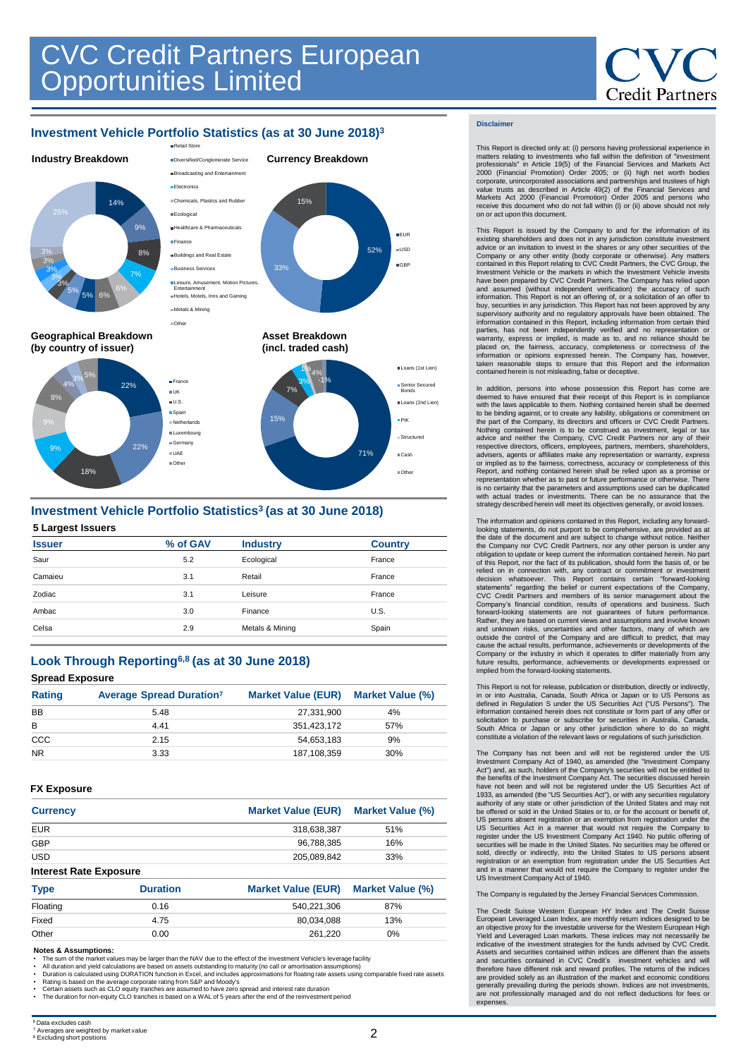# CVC Credit Partners European Opportunities Limited

CVC Credit Partners

## Investment Vehicle Portfolio Statistics (as at 30 June 2018)[3]

### Industry Breakdown

14%
9%
8%
7%
6%
6%
5%
5%
3%
3%
3%
3%
25%

Retail Store
Diversified/Conglomerate Service
Broadcasting and Entertainment
Electronics
Chemicals, Plastics and Rubber
Ecological
Healthcare & Pharmaceuticals
Finance
Buildings and Real Estate
Business Services
Leisure, Amusement, Motion Pictures, Entertainment
Hotels, Motels, Inns and Gaming
Metals & Mining
Other

### Currency Breakdown

52%
33%
15%

EUR
USD
GBP

### Geographical Breakdown (by country of issuer)

22%
22%
18%
9%
9%
8%
4%
3%
5%

France
UK
U.S.
Spain
Netherlands
Luxembourg
Germany
UAE
Other

### Asset Breakdown (incl. traded cash)

71%
15%
7%
3%
1%
4%
-1%

Loans (1st Lien)
Senior Secured Bonds
Loans (2nd Lien)
PIK
Structured
Cash
Other

## Investment Vehicle Portfolio Statistics[3] (as at 30 June 2018)

### 5 Largest Issuers

| Issuer | % of GAV | Industry | Country |
|---|---|---|---|
| Saur | 5.2 | Ecological | France |
| Camaieu | 3.1 | Retail | France |
| Zodiac | 3.1 | Leisure | France |
| Ambac | 3.0 | Finance | U.S. |
| Celsa | 2.9 | Metals & Mining | Spain |

## Look Through Reporting[6,8] (as at 30 June 2018)

### Spread Exposure

| Rating | Average Spread Duration[7] | Market Value (EUR) | Market Value (%) |
|---|---|---|---|
| BB | 5.48 | 27,331,900 | 4% |
| B | 4.41 | 351,423,172 | 57% |
| CCC | 2.15 | 54,653,183 | 9% |
| NR | 3.33 | 187,108,359 | 30% |

### FX Exposure

| Currency | Market Value (EUR) | Market Value (%) |
|---|---|---|
| EUR | 318,638,387 | 51% |
| GBP | 96,788,385 | 16% |
| USD | 205,089,842 | 33% |

### Interest Rate Exposure

| Type | Duration | Market Value (EUR) | Market Value (%) |
|---|---|---|---|
| Floating | 0.16 | 540,221,306 | 87% |
| Fixed | 4.75 | 80,034,088 | 13% |
| Other | 0.00 | 261,220 | 0% |

**Notes & Assumptions:**

- The sum of the market values may be larger than the NAV due to the effect of the Investment Vehicle's leverage facility
- All duration and yield calculations are based on assets outstanding to maturity (no call or amortisation assumptions)
- Duration is calculated using DURATION function in Excel, and includes approximations for floating rate assets using comparable fixed rate assets
- Rating is based on the average corporate rating from S&P and Moody's
- Certain assets such as CLO equity tranches are assumed to have zero spread and interest rate duration
- The duration for non-equity CLO tranches is based on a WAL of 5 years after the end of the reinvestment period

### Disclaimer

This Report is directed only at: (i) persons having professional experience in matters relating to investments who fall within the definition of "investment professionals" in Article 19(5) of the Financial Services and Markets Act 2000 (Financial Promotion) Order 2005; or (ii) high net worth bodies corporate, unincorporated associations and partnerships and trustees of high value trusts as described in Article 49(2) of the Financial Services and Markets Act 2000 (Financial Promotion) Order 2005 and persons who receive this document who do not fall within (i) or (ii) above should not rely on or act upon this document.

This Report is issued by the Company to and for the information of its existing shareholders and does not in any jurisdiction constitute investment advice or an invitation to invest in the shares or any other securities of the Company or any other entity (body corporate or otherwise). Any matters contained in this Report relating to CVC Credit Partners, the CVC Group, the Investment Vehicle or the markets in which the Investment Vehicle invests have been prepared by CVC Credit Partners. The Company has relied upon and assumed (without independent verification) the accuracy of such information. This Report is not an offering of, or a solicitation of an offer to buy, securities in any jurisdiction. This Report has not been approved by any supervisory authority and no regulatory approvals have been obtained. The information contained in this Report, including information from certain third parties, has not been independently verified and no representation or warranty, express or implied, is made as to, and no reliance should be placed on, the fairness, accuracy, completeness or correctness of the information or opinions expressed herein. The Company has, however, taken reasonable steps to ensure that this Report and the information contained herein is not misleading, false or deceptive.

In addition, persons into whose possession this Report has come are deemed to have ensured that their receipt of this Report is in compliance with the laws applicable to them. Nothing contained herein shall be deemed to be binding against, or to create any liability, obligations or commitment on the part of the Company, its directors and officers or CVC Credit Partners. Nothing contained herein is to be construed as investment, legal or tax advice and neither the Company, CVC Credit Partners nor any of their respective directors, officers, employees, partners, members, shareholders, advisers, agents or affiliates make any representation or warranty, express or implied as to the fairness, correctness, accuracy or completeness of this Report, and nothing contained herein shall be relied upon as a promise or representation whether as to past or future performance or otherwise. There is no certainty that the parameters and assumptions used can be duplicated with actual trades or investments. There can be no assurance that the strategy described herein will meet its objectives generally, or avoid losses.

The information and opinions contained in this Report, including any forward-looking statements, do not purport to be comprehensive, are provided as at the date of the document and are subject to change without notice. Neither the Company nor CVC Credit Partners, nor any other person is under any obligation to update or keep current the information contained herein. No part of this Report, nor the fact of its publication, should form the basis of, or be relied on in connection with, any contract or commitment or investment decision whatsoever. This Report contains certain "forward-looking statements" regarding the belief or current expectations of the Company, CVC Credit Partners and members of its senior management about the Company's financial condition, results of operations and business. Such forward-looking statements are not guarantees of future performance. Rather, they are based on current views and assumptions and involve known and unknown risks, uncertainties and other factors, many of which are outside the control of the Company and are difficult to predict, that may cause the actual results, performance, achievements or developments of the Company or the industry in which it operates to differ materially from any future results, performance, achievements or developments expressed or implied from the forward-looking statements.

This Report is not for release, publication or distribution, directly or indirectly, in or into Australia, Canada, South Africa or Japan or to US Persons as defined in Regulation S under the US Securities Act ("US Persons"). The information contained herein does not constitute or form part of any offer or solicitation to purchase or subscribe for securities in Australia, Canada, South Africa or Japan or any other jurisdiction where to do so might constitute a violation of the relevant laws or regulations of such jurisdiction.

The Company has not been and will not be registered under the US Investment Company Act of 1940, as amended (the "Investment Company Act") and, as such, holders of the Company's securities will not be entitled to the benefits of the Investment Company Act. The securities discussed herein have not been and will not be registered under the US Securities Act of 1933, as amended (the "US Securities Act"), or with any securities regulatory authority of any state or other jurisdiction of the United States and may not be offered or sold in the United States or to, or for the account or benefit of, US persons absent registration or an exemption from registration under the US Securities Act in a manner that would not require the Company to register under the US Investment Company Act 1940. No public offering of securities will be made in the United States. No securities may be offered or sold, directly or indirectly, into the United States to US persons absent registration or an exemption from registration under the US Securities Act and in a manner that would not require the Company to register under the US Investment Company Act of 1940.

The Company is regulated by the Jersey Financial Services Commission.

The Credit Suisse Western European HY Index and The Credit Suisse European Leveraged Loan Index, are monthly return indices designed to be an objective proxy for the investable universe for the Western European High Yield and Leveraged Loan markets. These indices may not necessarily be indicative of the investment strategies for the funds advised by CVC Credit. Assets and securities contained within indices are different than the assets and securities contained in CVC Credit's investment vehicles and will therefore have different risk and reward profiles. The returns of the indices are provided solely as an illustration of the market and economic conditions generally prevailing during the periods shown. Indices are not investments, are not professionally managed and do not reflect deductions for fees or expenses.

[6] Data excludes cash
[7] Averages are weighted by market value
[8] Excluding short positions